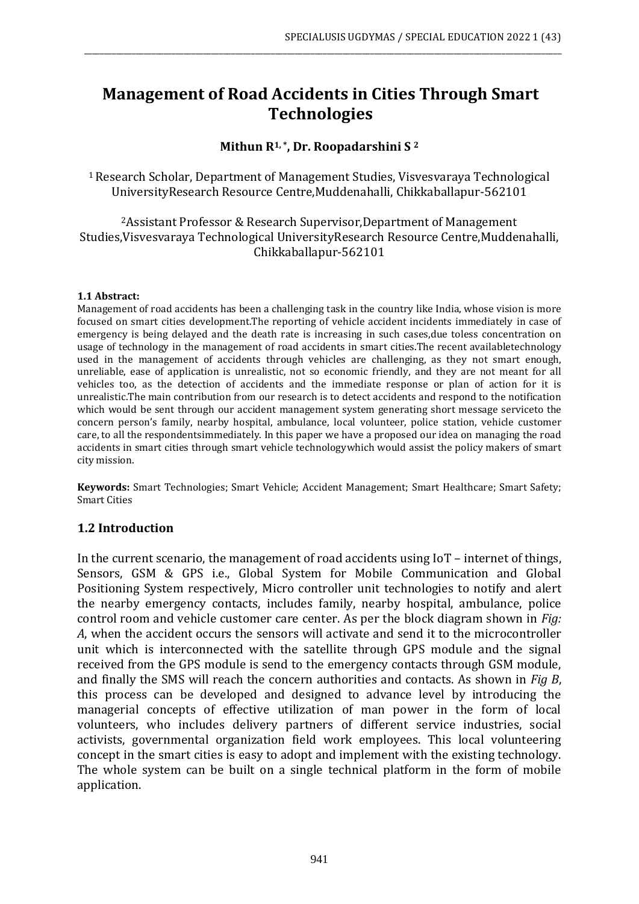# Management of Road Accidents in Cities Through Smart Technologies

**Mithun R[1,*], Dr. Roopadarshini S [2]**

[1] Research Scholar, Department of Management Studies, Visvesvaraya Technological UniversityResearch Resource Centre,Muddenahalli, Chikkaballapur-562101

[2]Assistant Professor & Research Supervisor,Department of Management Studies,Visvesvaraya Technological UniversityResearch Resource Centre,Muddenahalli, Chikkaballapur-562101

#### 1.1 Abstract:

Management of road accidents has been a challenging task in the country like India, whose vision is more focused on smart cities development.The reporting of vehicle accident incidents immediately in case of emergency is being delayed and the death rate is increasing in such cases,due toless concentration on usage of technology in the management of road accidents in smart cities.The recent availabletechnology used in the management of accidents through vehicles are challenging, as they not smart enough, unreliable, ease of application is unrealistic, not so economic friendly, and they are not meant for all vehicles too, as the detection of accidents and the immediate response or plan of action for it is unrealistic.The main contribution from our research is to detect accidents and respond to the notification which would be sent through our accident management system generating short message serviceto the concern person's family, nearby hospital, ambulance, local volunteer, police station, vehicle customer care, to all the respondentsimmediately. In this paper we have a proposed our idea on managing the road accidents in smart cities through smart vehicle technologywhich would assist the policy makers of smart city mission.

**Keywords:** Smart Technologies; Smart Vehicle; Accident Management; Smart Healthcare; Smart Safety; Smart Cities

### 1.2 Introduction

In the current scenario, the management of road accidents using IoT – internet of things, Sensors, GSM & GPS i.e., Global System for Mobile Communication and Global Positioning System respectively, Micro controller unit technologies to notify and alert the nearby emergency contacts, includes family, nearby hospital, ambulance, police control room and vehicle customer care center. As per the block diagram shown in *Fig: A*, when the accident occurs the sensors will activate and send it to the microcontroller unit which is interconnected with the satellite through GPS module and the signal received from the GPS module is send to the emergency contacts through GSM module, and finally the SMS will reach the concern authorities and contacts. As shown in *Fig B*, this process can be developed and designed to advance level by introducing the managerial concepts of effective utilization of man power in the form of local volunteers, who includes delivery partners of different service industries, social activists, governmental organization field work employees. This local volunteering concept in the smart cities is easy to adopt and implement with the existing technology. The whole system can be built on a single technical platform in the form of mobile application.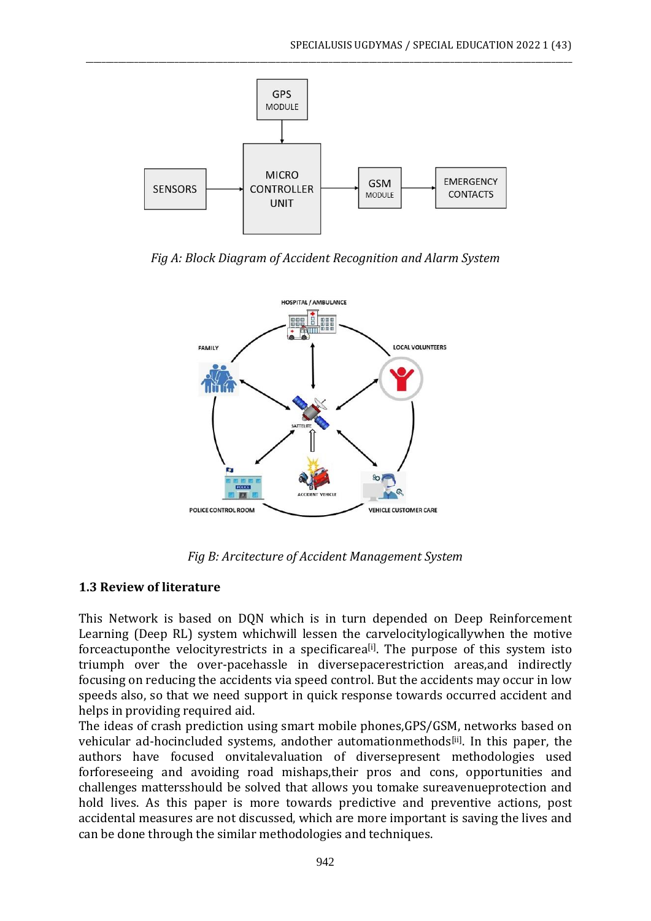Fig A: Block Diagram of Accident Recognition and Alarm System

Fig B: Arcitecture of Accident Management System

### 1.3 Review of literature

This Network is based on DQN which is in turn depended on Deep Reinforcement Learning (Deep RL) system whichwill lessen the carvelocitylogicallywhen the motive forceactuponthe velocityrestricts in a specificarea[i]. The purpose of this system isto triumph over the over-pacehassle in diversepacerestriction areas,and indirectly focusing on reducing the accidents via speed control. But the accidents may occur in low speeds also, so that we need support in quick response towards occurred accident and helps in providing required aid.

The ideas of crash prediction using smart mobile phones,GPS/GSM, networks based on vehicular ad-hocincluded systems, andother automationmethods[ii]. In this paper, the authors have focused onvitalevaluation of diversepresent methodologies used forforeseeing and avoiding road mishaps,their pros and cons, opportunities and challenges mattersshould be solved that allows you tomake sureavenueprotection and hold lives. As this paper is more towards predictive and preventive actions, post accidental measures are not discussed, which are more important is saving the lives and can be done through the similar methodologies and techniques.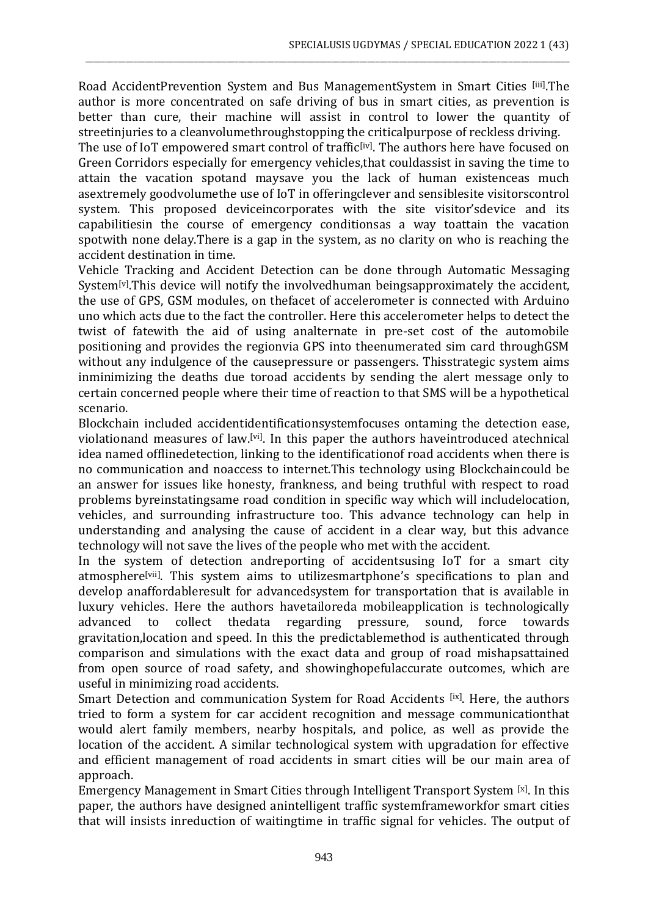Road AccidentPrevention System and Bus ManagementSystem in Smart Cities [iii].The author is more concentrated on safe driving of bus in smart cities, as prevention is better than cure, their machine will assist in control to lower the quantity of streetinjuries to a cleanvolumethroughstopping the criticalpurpose of reckless driving.

The use of IoT empowered smart control of traffic[iv]. The authors here have focused on Green Corridors especially for emergency vehicles,that couldassist in saving the time to attain the vacation spotand maysave you the lack of human existenceas much asextremely goodvolumethe use of IoT in offeringclever and sensiblesite visitorscontrol system. This proposed deviceincorporates with the site visitor'sdevice and its capabilitiesin the course of emergency conditionsas a way toattain the vacation spotwith none delay.There is a gap in the system, as no clarity on who is reaching the accident destination in time.

Vehicle Tracking and Accident Detection can be done through Automatic Messaging System[v].This device will notify the involvedhuman beingsapproximately the accident, the use of GPS, GSM modules, on thefacet of accelerometer is connected with Arduino uno which acts due to the fact the controller. Here this accelerometer helps to detect the twist of fatewith the aid of using analternate in pre-set cost of the automobile positioning and provides the regionvia GPS into theenumerated sim card throughGSM without any indulgence of the causepressure or passengers. Thisstrategic system aims inminimizing the deaths due toroad accidents by sending the alert message only to certain concerned people where their time of reaction to that SMS will be a hypothetical scenario.

Blockchain included accidentidentificationsystemfocuses ontaming the detection ease, violationand measures of law.[vi]. In this paper the authors haveintroduced atechnical idea named offlinedetection, linking to the identificationof road accidents when there is no communication and noaccess to internet.This technology using Blockchaincould be an answer for issues like honesty, frankness, and being truthful with respect to road problems byreinstatingsame road condition in specific way which will includelocation, vehicles, and surrounding infrastructure too. This advance technology can help in understanding and analysing the cause of accident in a clear way, but this advance technology will not save the lives of the people who met with the accident.

In the system of detection andreporting of accidentsusing IoT for a smart city atmosphere[vii]. This system aims to utilizesmartphone's specifications to plan and develop anaffordableresult for advancedsystem for transportation that is available in luxury vehicles. Here the authors havetailoreda mobileapplication is technologically advanced to collect thedata regarding pressure, sound, force towards gravitation,location and speed. In this the predictablemethod is authenticated through comparison and simulations with the exact data and group of road mishapsattained from open source of road safety, and showinghopefulaccurate outcomes, which are useful in minimizing road accidents.

Smart Detection and communication System for Road Accidents [ix]. Here, the authors tried to form a system for car accident recognition and message communicationthat would alert family members, nearby hospitals, and police, as well as provide the location of the accident. A similar technological system with upgradation for effective and efficient management of road accidents in smart cities will be our main area of approach.

Emergency Management in Smart Cities through Intelligent Transport System [x]. In this paper, the authors have designed anintelligent traffic systemframeworkfor smart cities that will insists inreduction of waitingtime in traffic signal for vehicles. The output of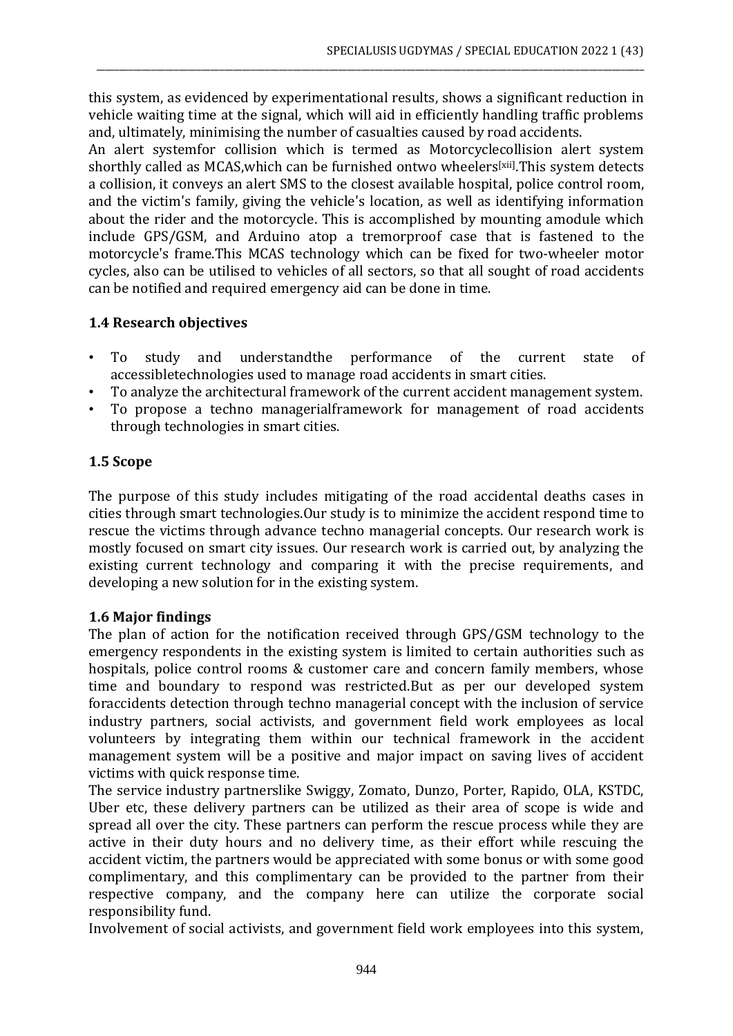this system, as evidenced by experimentational results, shows a significant reduction in vehicle waiting time at the signal, which will aid in efficiently handling traffic problems and, ultimately, minimising the number of casualties caused by road accidents.

An alert systemfor collision which is termed as Motorcyclecollision alert system shorthly called as MCAS,which can be furnished ontwo wheelers[xii].This system detects a collision, it conveys an alert SMS to the closest available hospital, police control room, and the victim's family, giving the vehicle's location, as well as identifying information about the rider and the motorcycle. This is accomplished by mounting amodule which include GPS/GSM, and Arduino atop a tremorproof case that is fastened to the motorcycle's frame.This MCAS technology which can be fixed for two-wheeler motor cycles, also can be utilised to vehicles of all sectors, so that all sought of road accidents can be notified and required emergency aid can be done in time.

### 1.4 Research objectives

- To study and understandthe performance of the current state of accessibletechnologies used to manage road accidents in smart cities.
- To analyze the architectural framework of the current accident management system.
- To propose a techno managerialframework for management of road accidents through technologies in smart cities.

### 1.5 Scope

The purpose of this study includes mitigating of the road accidental deaths cases in cities through smart technologies.Our study is to minimize the accident respond time to rescue the victims through advance techno managerial concepts. Our research work is mostly focused on smart city issues. Our research work is carried out, by analyzing the existing current technology and comparing it with the precise requirements, and developing a new solution for in the existing system.

### 1.6 Major findings

The plan of action for the notification received through GPS/GSM technology to the emergency respondents in the existing system is limited to certain authorities such as hospitals, police control rooms & customer care and concern family members, whose time and boundary to respond was restricted.But as per our developed system foraccidents detection through techno managerial concept with the inclusion of service industry partners, social activists, and government field work employees as local volunteers by integrating them within our technical framework in the accident management system will be a positive and major impact on saving lives of accident victims with quick response time.

The service industry partnerslike Swiggy, Zomato, Dunzo, Porter, Rapido, OLA, KSTDC, Uber etc, these delivery partners can be utilized as their area of scope is wide and spread all over the city. These partners can perform the rescue process while they are active in their duty hours and no delivery time, as their effort while rescuing the accident victim, the partners would be appreciated with some bonus or with some good complimentary, and this complimentary can be provided to the partner from their respective company, and the company here can utilize the corporate social responsibility fund.

Involvement of social activists, and government field work employees into this system,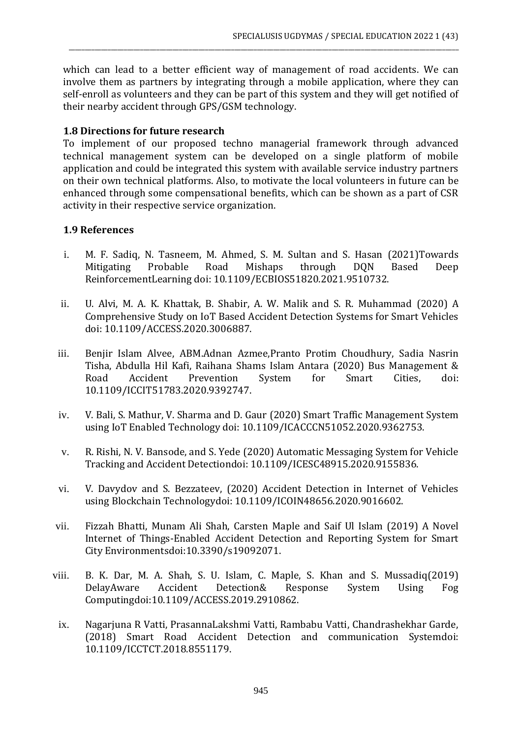which can lead to a better efficient way of management of road accidents. We can involve them as partners by integrating through a mobile application, where they can self-enroll as volunteers and they can be part of this system and they will get notified of their nearby accident through GPS/GSM technology.

### 1.8 Directions for future research

To implement of our proposed techno managerial framework through advanced technical management system can be developed on a single platform of mobile application and could be integrated this system with available service industry partners on their own technical platforms. Also, to motivate the local volunteers in future can be enhanced through some compensational benefits, which can be shown as a part of CSR activity in their respective service organization.

### 1.9 References

i. M. F. Sadiq, N. Tasneem, M. Ahmed, S. M. Sultan and S. Hasan (2021)Towards Mitigating Probable Road Mishaps through DQN Based Deep ReinforcementLearning doi: 10.1109/ECBIOS51820.2021.9510732.

ii. U. Alvi, M. A. K. Khattak, B. Shabir, A. W. Malik and S. R. Muhammad (2020) A Comprehensive Study on IoT Based Accident Detection Systems for Smart Vehicles doi: 10.1109/ACCESS.2020.3006887.

iii. Benjir Islam Alvee, ABM.Adnan Azmee,Pranto Protim Choudhury, Sadia Nasrin Tisha, Abdulla Hil Kafi, Raihana Shams Islam Antara (2020) Bus Management & Road Accident Prevention System for Smart Cities, doi: 10.1109/ICCIT51783.2020.9392747.

iv. V. Bali, S. Mathur, V. Sharma and D. Gaur (2020) Smart Traffic Management System using IoT Enabled Technology doi: 10.1109/ICACCCN51052.2020.9362753.

v. R. Rishi, N. V. Bansode, and S. Yede (2020) Automatic Messaging System for Vehicle Tracking and Accident Detectiondoi: 10.1109/ICESC48915.2020.9155836.

vi. V. Davydov and S. Bezzateev, (2020) Accident Detection in Internet of Vehicles using Blockchain Technologydoi: 10.1109/ICOIN48656.2020.9016602.

vii. Fizzah Bhatti, Munam Ali Shah, Carsten Maple and Saif Ul Islam (2019) A Novel Internet of Things-Enabled Accident Detection and Reporting System for Smart City Environmentsdoi:10.3390/s19092071.

viii. B. K. Dar, M. A. Shah, S. U. Islam, C. Maple, S. Khan and S. Mussadiq(2019) DelayAware Accident Detection& Response System Using Fog Computingdoi:10.1109/ACCESS.2019.2910862.

ix. Nagarjuna R Vatti, PrasannaLakshmi Vatti, Rambabu Vatti, Chandrashekhar Garde, (2018) Smart Road Accident Detection and communication Systemdoi: 10.1109/ICCTCT.2018.8551179.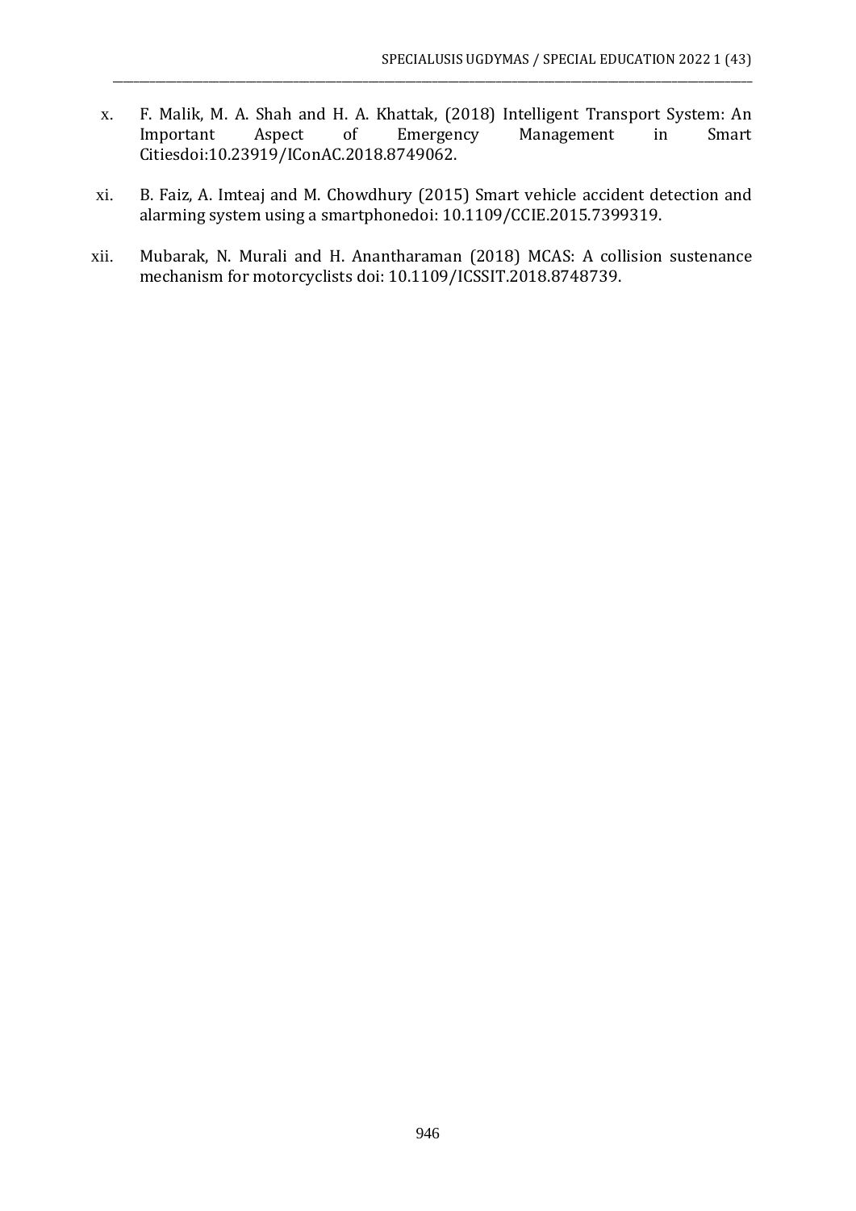x. F. Malik, M. A. Shah and H. A. Khattak, (2018) Intelligent Transport System: An Important Aspect of Emergency Management in Smart Citiesdoi:10.23919/IConAC.2018.8749062.

xi. B. Faiz, A. Imteaj and M. Chowdhury (2015) Smart vehicle accident detection and alarming system using a smartphonedoi: 10.1109/CCIE.2015.7399319.

xii. Mubarak, N. Murali and H. Anantharaman (2018) MCAS: A collision sustenance mechanism for motorcyclists doi: 10.1109/ICSSIT.2018.8748739.